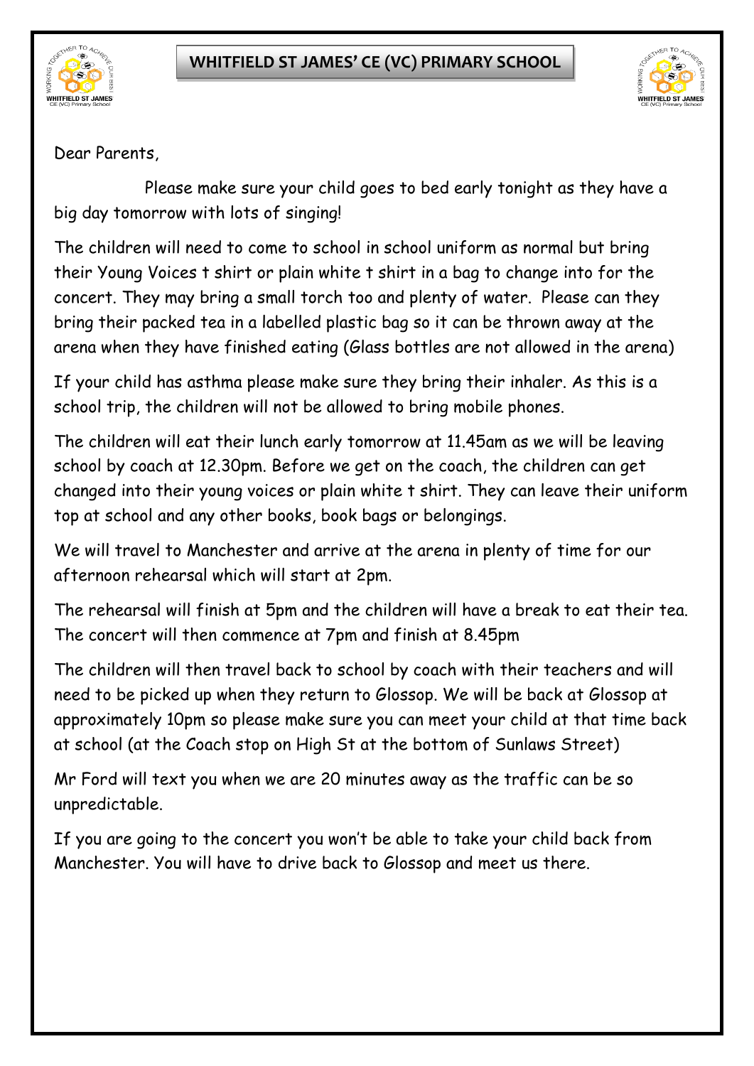# WHITFIELD ST JAMES' CE (VC) PRIMARY SCHOOL

Dear Parents,

Please make sure your child goes to bed early tonight as they have a big day tomorrow with lots of singing!

The children will need to come to school in school uniform as normal but bring their Young Voices t shirt or plain white t shirt in a bag to change into for the concert. They may bring a small torch too and plenty of water. Please can they bring their packed tea in a labelled plastic bag so it can be thrown away at the arena when they have finished eating (Glass bottles are not allowed in the arena)

If your child has asthma please make sure they bring their inhaler. As this is a school trip, the children will not be allowed to bring mobile phones.

The children will eat their lunch early tomorrow at 11.45am as we will be leaving school by coach at 12.30pm. Before we get on the coach, the children can get changed into their young voices or plain white t shirt. They can leave their uniform top at school and any other books, book bags or belongings.

We will travel to Manchester and arrive at the arena in plenty of time for our afternoon rehearsal which will start at 2pm.

The rehearsal will finish at 5pm and the children will have a break to eat their tea. The concert will then commence at 7pm and finish at 8.45pm

The children will then travel back to school by coach with their teachers and will need to be picked up when they return to Glossop. We will be back at Glossop at approximately 10pm so please make sure you can meet your child at that time back at school (at the Coach stop on High St at the bottom of Sunlaws Street)

Mr Ford will text you when we are 20 minutes away as the traffic can be so unpredictable.

If you are going to the concert you won't be able to take your child back from Manchester. You will have to drive back to Glossop and meet us there.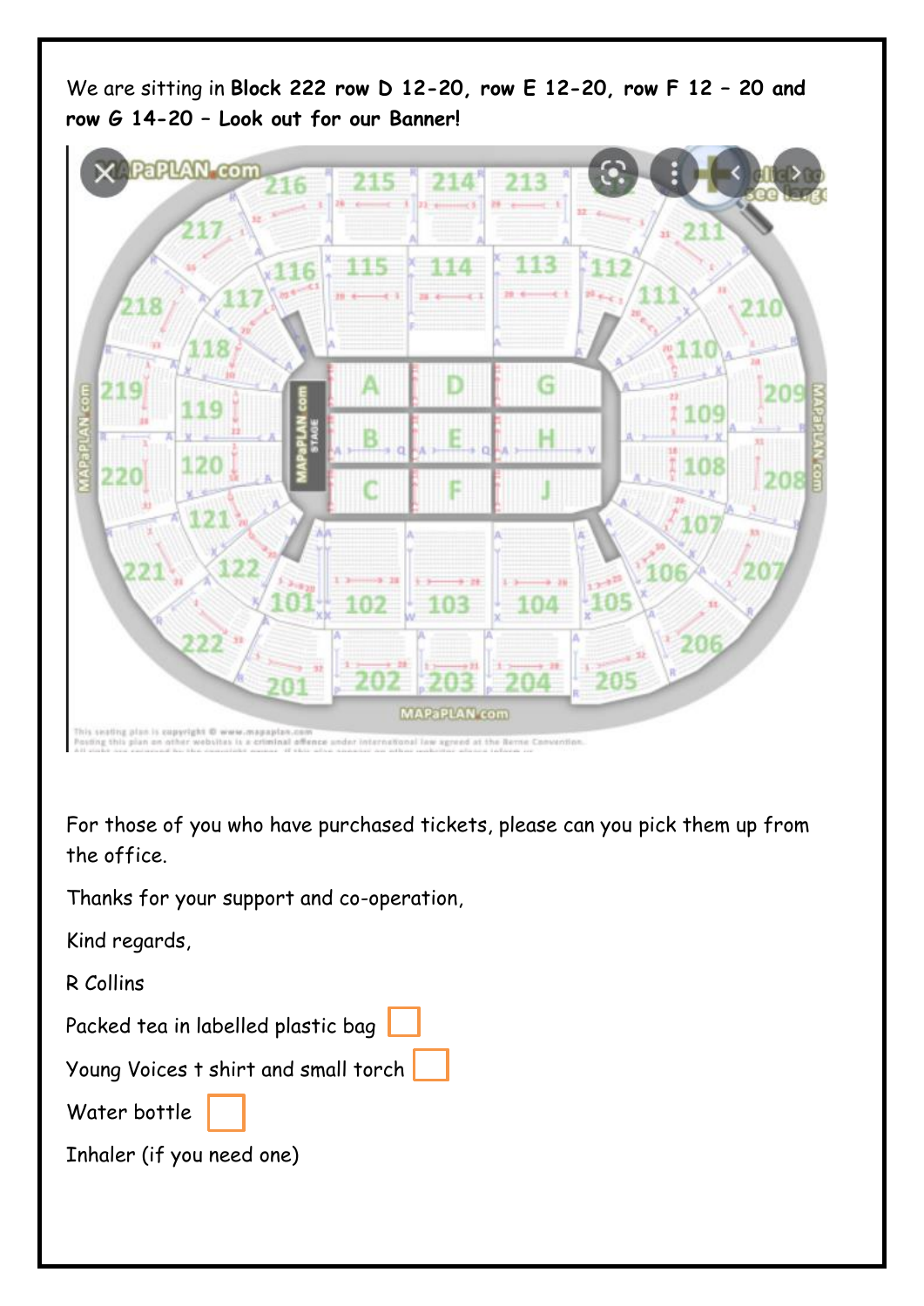We are sitting in **Block 222 row D 12-20, row E 12-20, row F 12 – 20 and row G 14-20 – Look out for our Banner!**

For those of you who have purchased tickets, please can you pick them up from the office.

Thanks for your support and co-operation,

Kind regards,

R Collins

Packed tea in labelled plastic bag ☐

Young Voices t shirt and small torch ☐

Water bottle ☐

Inhaler (if you need one)